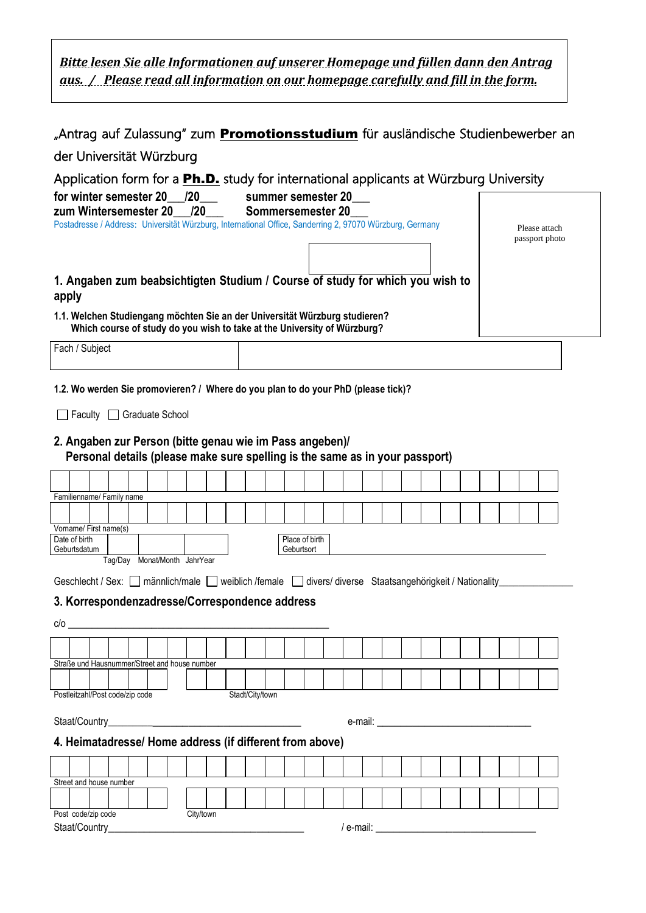***Bitte lesen Sie alle Informationen auf unserer Homepage und füllen dann den Antrag aus. / Please read all information on our homepage carefully and fill in the form.***

„Antrag auf Zulassung" zum **Promotionsstudium** für ausländische Studienbewerber an der Universität Würzburg

Application form for a **Ph.D.** study for international applicants at Würzburg University

**for winter semester 20___/20___ summer semester 20___**
**zum Wintersemester 20___/20___ Sommersemester 20___**

Postadresse / Address: Universität Würzburg, International Office, Sanderring 2, 97070 Würzburg, Germany

Please attach passport photo

## 1. Angaben zum beabsichtigten Studium / Course of study for which you wish to apply

**1.1. Welchen Studiengang möchten Sie an der Universität Würzburg studieren? Which course of study do you wish to take at the University of Würzburg?**

| Fach / Subject | |
|---|---|

**1.2. Wo werden Sie promovieren? / Where do you plan to do your PhD (please tick)?**

☐ Faculty ☐ Graduate School

## 2. Angaben zur Person (bitte genau wie im Pass angeben)/ Personal details (please make sure spelling is the same as in your passport)

Familienname/ Family name ______________________________

Vorname/ First name(s) ______________________________

| Date of birth Geburtsdatum | | | | Place of birth Geburtsort | |
|---|---|---|---|---|---|
| | Tag/Day | Monat/Month | Jahr/Year | | |

Geschlecht / Sex: ☐ männlich/male ☐ weiblich /female ☐ divers/ diverse Staatsangehörigkeit / Nationality______________

## 3. Korrespondenzadresse/Correspondence address

c/o ____________________________________________________

Straße und Hausnummer/Street and house number ______________________________

Postleitzahl/Post code/zip code ____________ Stadt/City/town ______________________________

Staat/Country______________________________________ e-mail: ______________________________

## 4. Heimatadresse/ Home address (if different from above)

Street and house number ______________________________

Post code/zip code ____________ City/town ______________________________

Staat/Country______________________________________ / e-mail: ______________________________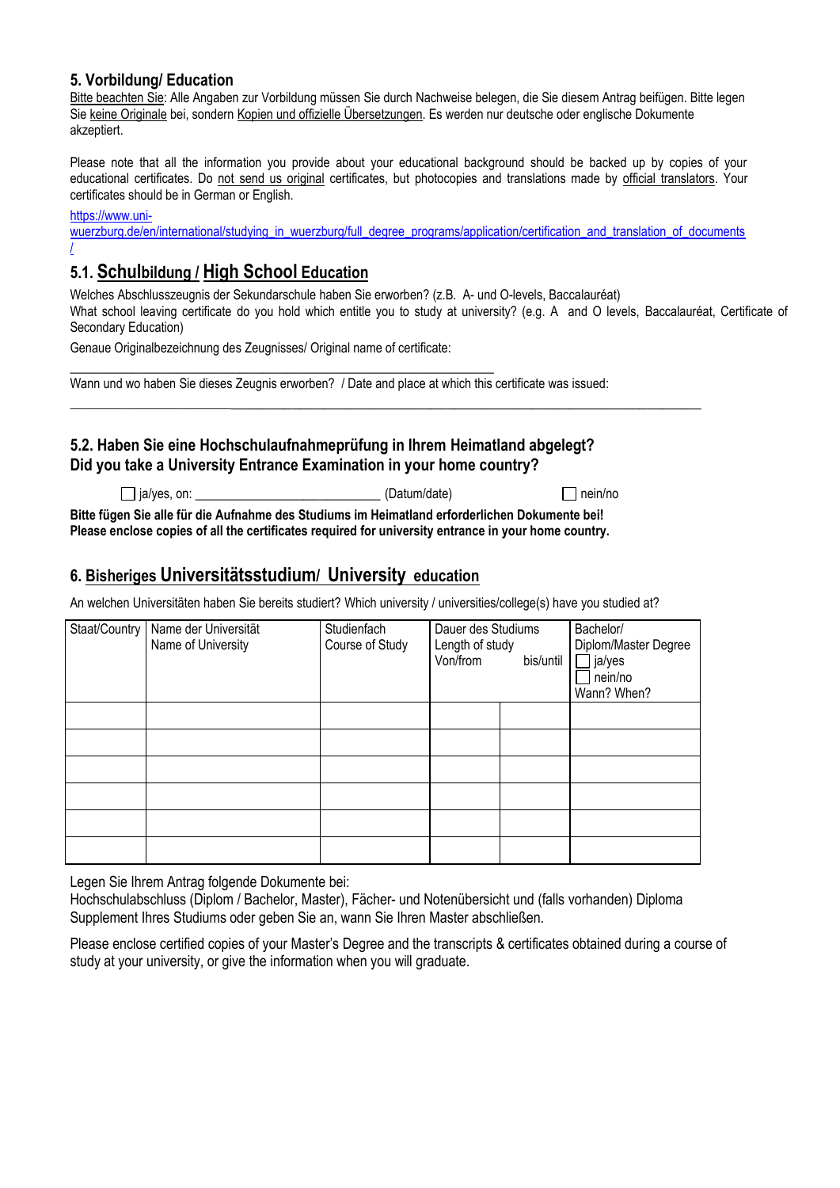## 5. Vorbildung/ Education

Bitte beachten Sie: Alle Angaben zur Vorbildung müssen Sie durch Nachweise belegen, die Sie diesem Antrag beifügen. Bitte legen Sie keine Originale bei, sondern Kopien und offizielle Übersetzungen. Es werden nur deutsche oder englische Dokumente akzeptiert.

Please note that all the information you provide about your educational background should be backed up by copies of your educational certificates. Do not send us original certificates, but photocopies and translations made by official translators. Your certificates should be in German or English.

https://www.uni-wuerzburg.de/en/international/studying_in_wuerzburg/full_degree_programs/application/certification_and_translation_of_documents/

### 5.1. Schulbildung / High School Education

Welches Abschlusszeugnis der Sekundarschule haben Sie erworben? (z.B. A- und O-levels, Baccalauréat)
What school leaving certificate do you hold which entitle you to study at university? (e.g. A and O levels, Baccalauréat, Certificate of Secondary Education)

Genaue Originalbezeichnung des Zeugnisses/ Original name of certificate:

______________________________________________________________

Wann und wo haben Sie dieses Zeugnis erworben? / Date and place at which this certificate was issued:

______________________________________________________________

### 5.2. Haben Sie eine Hochschulaufnahmeprüfung in Ihrem Heimatland abgelegt? Did you take a University Entrance Examination in your home country?

☐ ja/yes, on: ____________________________ (Datum/date) ☐ nein/no

**Bitte fügen Sie alle für die Aufnahme des Studiums im Heimatland erforderlichen Dokumente bei!**
**Please enclose copies of all the certificates required for university entrance in your home country.**

## 6. Bisheriges Universitätsstudium/ University education

An welchen Universitäten haben Sie bereits studiert? Which university / universities/college(s) have you studied at?

| Staat/Country | Name der Universität Name of University | Studienfach Course of Study | Dauer des Studiums Length of study Von/from | bis/until | Bachelor/ Diplom/Master Degree ☐ ja/yes ☐ nein/no Wann? When? |
|---|---|---|---|---|---|
| | | | | | |
| | | | | | |
| | | | | | |
| | | | | | |
| | | | | | |
| | | | | | |

Legen Sie Ihrem Antrag folgende Dokumente bei:
Hochschulabschluss (Diplom / Bachelor, Master), Fächer- und Notenübersicht und (falls vorhanden) Diploma Supplement Ihres Studiums oder geben Sie an, wann Sie Ihren Master abschließen.

Please enclose certified copies of your Master's Degree and the transcripts & certificates obtained during a course of study at your university, or give the information when you will graduate.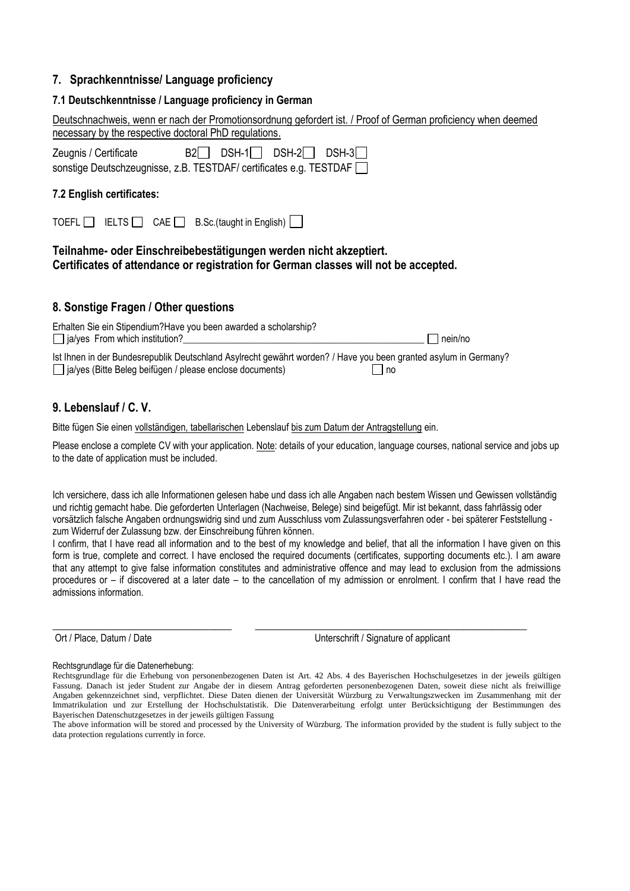## 7. Sprachkenntnisse/ Language proficiency

### 7.1 Deutschkenntnisse / Language proficiency in German

Deutschnachweis, wenn er nach der Promotionsordnung gefordert ist. / Proof of German proficiency when deemed necessary by the respective doctoral PhD regulations.

Zeugnis / Certificate B2 ☐ DSH-1 ☐ DSH-2 ☐ DSH-3 ☐
sonstige Deutschzeugnisse, z.B. TESTDAF/ certificates e.g. TESTDAF ☐

### 7.2 English certificates:

TOEFL ☐ IELTS ☐ CAE ☐ B.Sc.(taught in English) ☐

**Teilnahme- oder Einschreibebestätigungen werden nicht akzeptiert.**
**Certificates of attendance or registration for German classes will not be accepted.**

## 8. Sonstige Fragen / Other questions

Erhalten Sie ein Stipendium?Have you been awarded a scholarship?
☐ ja/yes From which institution?_______________________________________________ ☐ nein/no

Ist Ihnen in der Bundesrepublik Deutschland Asylrecht gewährt worden? / Have you been granted asylum in Germany?
☐ ja/yes (Bitte Beleg beifügen / please enclose documents) ☐ no

## 9. Lebenslauf / C. V.

Bitte fügen Sie einen vollständigen, tabellarischen Lebenslauf bis zum Datum der Antragstellung ein.

Please enclose a complete CV with your application. Note: details of your education, language courses, national service and jobs up to the date of application must be included.

Ich versichere, dass ich alle Informationen gelesen habe und dass ich alle Angaben nach bestem Wissen und Gewissen vollständig und richtig gemacht habe. Die geforderten Unterlagen (Nachweise, Belege) sind beigefügt. Mir ist bekannt, dass fahrlässig oder vorsätzlich falsche Angaben ordnungswidrig sind und zum Ausschluss vom Zulassungsverfahren oder - bei späterer Feststellung - zum Widerruf der Zulassung bzw. der Einschreibung führen können.
I confirm, that I have read all information and to the best of my knowledge and belief, that all the information I have given on this form is true, complete and correct. I have enclosed the required documents (certificates, supporting documents etc.). I am aware that any attempt to give false information constitutes and administrative offence and may lead to exclusion from the admissions procedures or – if discovered at a later date – to the cancellation of my admission or enrolment. I confirm that I have read the admissions information.

_________________________________ _______________________________________________

Ort / Place, Datum / Date Unterschrift / Signature of applicant

Rechtsgrundlage für die Datenerhebung:
Rechtsgrundlage für die Erhebung von personenbezogenen Daten ist Art. 42 Abs. 4 des Bayerischen Hochschulgesetzes in der jeweils gültigen Fassung. Danach ist jeder Student zur Angabe der in diesem Antrag geforderten personenbezogenen Daten, soweit diese nicht als freiwillige Angaben gekennzeichnet sind, verpflichtet. Diese Daten dienen der Universität Würzburg zu Verwaltungszwecken im Zusammenhang mit der Immatrikulation und zur Erstellung der Hochschulstatistik. Die Datenverarbeitung erfolgt unter Berücksichtigung der Bestimmungen des Bayerischen Datenschutzgesetzes in der jeweils gültigen Fassung
The above information will be stored and processed by the University of Würzburg. The information provided by the student is fully subject to the data protection regulations currently in force.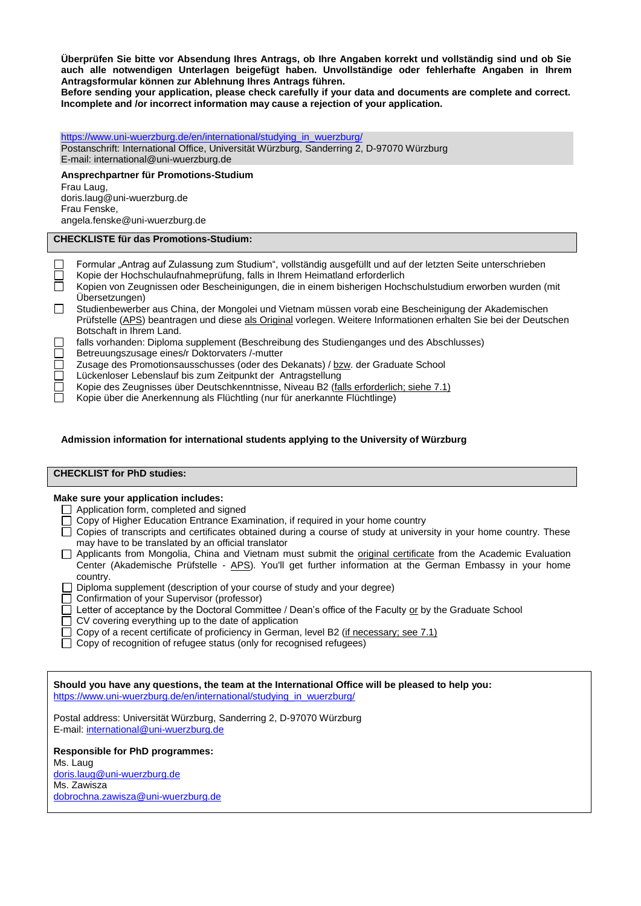**Überprüfen Sie bitte vor Absendung Ihres Antrags, ob Ihre Angaben korrekt und vollständig sind und ob Sie auch alle notwendigen Unterlagen beigefügt haben. Unvollständige oder fehlerhafte Angaben in Ihrem Antragsformular können zur Ablehnung Ihres Antrags führen.**
**Before sending your application, please check carefully if your data and documents are complete and correct. Incomplete and /or incorrect information may cause a rejection of your application.**

https://www.uni-wuerzburg.de/en/international/studying_in_wuerzburg/
Postanschrift: International Office, Universität Würzburg, Sanderring 2, D-97070 Würzburg
E-mail: international@uni-wuerzburg.de

**Ansprechpartner für Promotions-Studium**
Frau Laug,
doris.laug@uni-wuerzburg.de
Frau Fenske,
angela.fenske@uni-wuerzburg.de

**CHECKLISTE für das Promotions-Studium:**

- ☐ Formular „Antrag auf Zulassung zum Studium“, vollständig ausgefüllt und auf der letzten Seite unterschrieben
- ☐ Kopie der Hochschulaufnahmeprüfung, falls in Ihrem Heimatland erforderlich
- ☐ Kopien von Zeugnissen oder Bescheinigungen, die in einem bisherigen Hochschulstudium erworben wurden (mit Übersetzungen)
- ☐ Studienbewerber aus China, der Mongolei und Vietnam müssen vorab eine Bescheinigung der Akademischen Prüfstelle (APS) beantragen und diese als Original vorlegen. Weitere Informationen erhalten Sie bei der Deutschen Botschaft in Ihrem Land.
- ☐ falls vorhanden: Diploma supplement (Beschreibung des Studienganges und des Abschlusses)
- ☐ Betreuungszusage eines/r Doktorvaters /-mutter
- ☐ Zusage des Promotionsausschusses (oder des Dekanats) / bzw. der Graduate School
- ☐ Lückenloser Lebenslauf bis zum Zeitpunkt der Antragstellung
- ☐ Kopie des Zeugnisses über Deutschkenntnisse, Niveau B2 (falls erforderlich; siehe 7.1)
- ☐ Kopie über die Anerkennung als Flüchtling (nur für anerkannte Flüchtlinge)

**Admission information for international students applying to the University of Würzburg**

**CHECKLIST for PhD studies:**

**Make sure your application includes:**

- ☐ Application form, completed and signed
- ☐ Copy of Higher Education Entrance Examination, if required in your home country
- ☐ Copies of transcripts and certificates obtained during a course of study at university in your home country. These may have to be translated by an official translator
- ☐ Applicants from Mongolia, China and Vietnam must submit the original certificate from the Academic Evaluation Center (Akademische Prüfstelle - APS). You'll get further information at the German Embassy in your home country.
- ☐ Diploma supplement (description of your course of study and your degree)
- ☐ Confirmation of your Supervisor (professor)
- ☐ Letter of acceptance by the Doctoral Committee / Dean's office of the Faculty or by the Graduate School
- ☐ CV covering everything up to the date of application
- ☐ Copy of a recent certificate of proficiency in German, level B2 (if necessary; see 7.1)
- ☐ Copy of recognition of refugee status (only for recognised refugees)

**Should you have any questions, the team at the International Office will be pleased to help you:**
https://www.uni-wuerzburg.de/en/international/studying_in_wuerzburg/

Postal address: Universität Würzburg, Sanderring 2, D-97070 Würzburg
E-mail: international@uni-wuerzburg.de

**Responsible for PhD programmes:**
Ms. Laug
doris.laug@uni-wuerzburg.de
Ms. Zawisza
dobrochna.zawisza@uni-wuerzburg.de